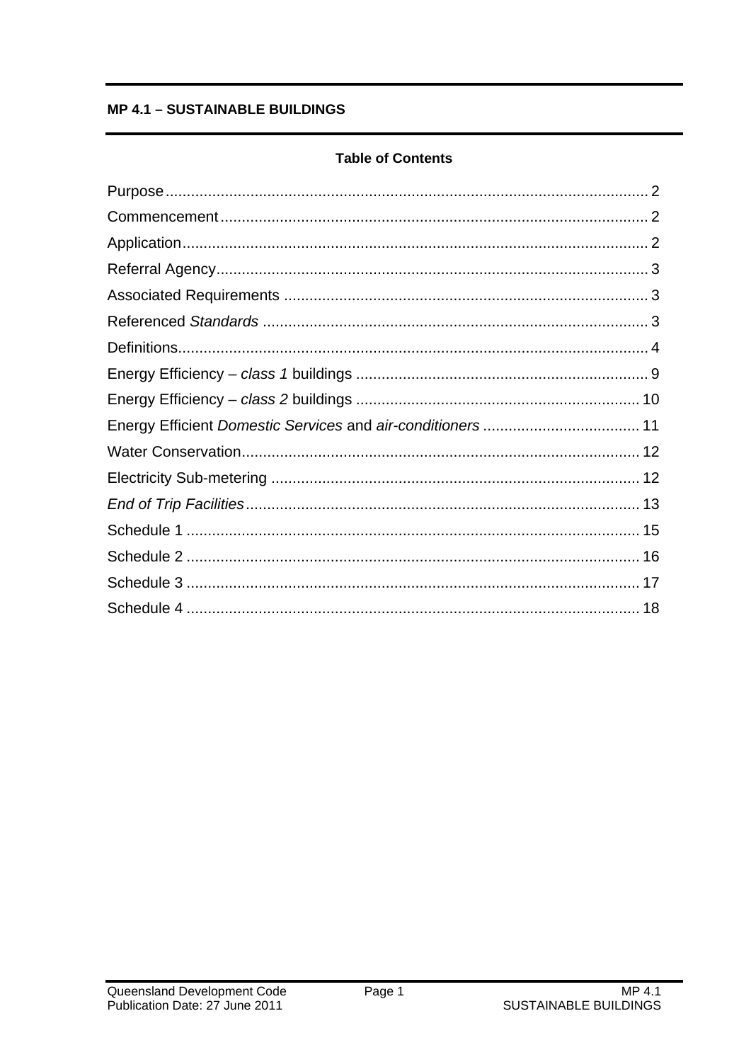# MP 4.1 – SUSTAINABLE BUILDINGS

## Table of Contents

| | |
|---|---|
| Purpose | 2 |
| Commencement | 2 |
| Application | 2 |
| Referral Agency | 3 |
| Associated Requirements | 3 |
| Referenced *Standards* | 3 |
| Definitions | 4 |
| Energy Efficiency – *class 1* buildings | 9 |
| Energy Efficiency – *class 2* buildings | 10 |
| Energy Efficient *Domestic Services* and *air-conditioners* | 11 |
| Water Conservation | 12 |
| Electricity Sub-metering | 12 |
| *End of Trip Facilities* | 13 |
| Schedule 1 | 15 |
| Schedule 2 | 16 |
| Schedule 3 | 17 |
| Schedule 4 | 18 |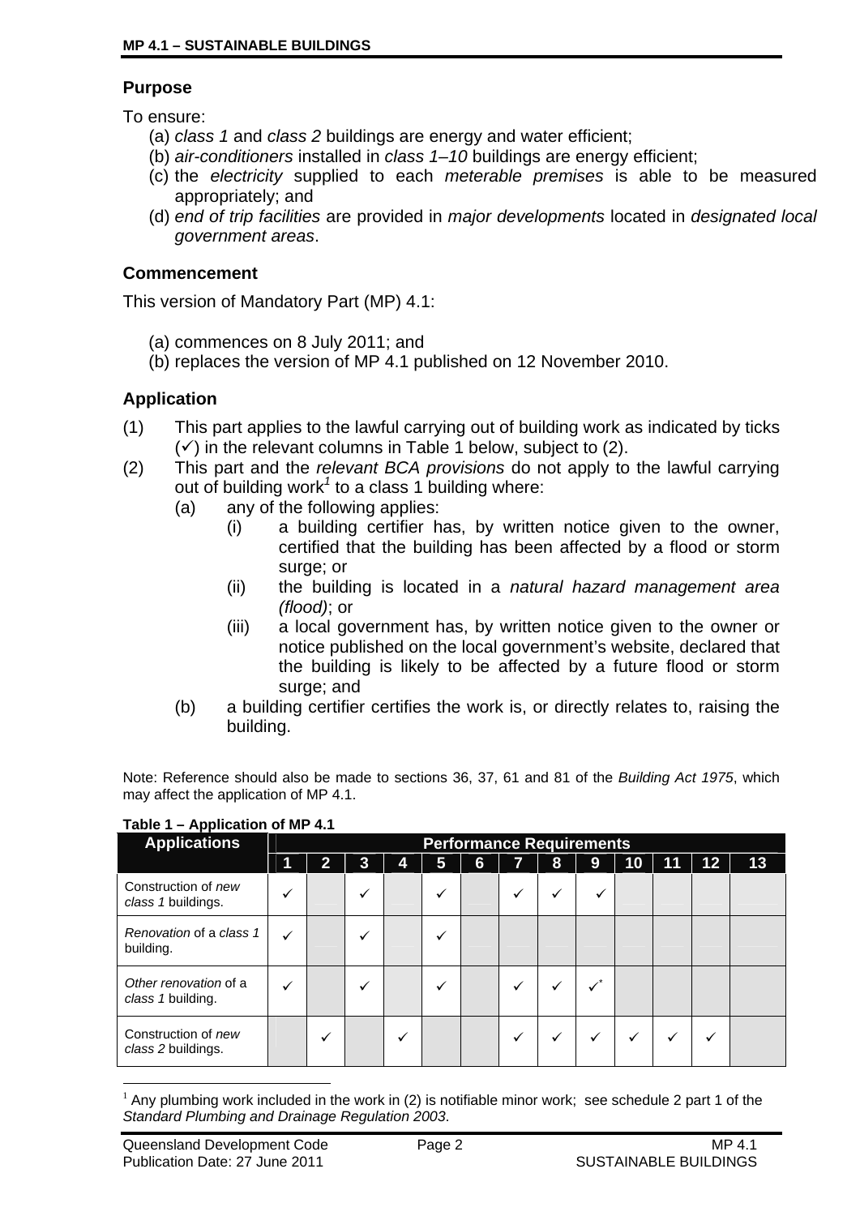## Purpose

To ensure:

(a) *class 1* and *class 2* buildings are energy and water efficient;
(b) *air-conditioners* installed in *class 1–10* buildings are energy efficient;
(c) the *electricity* supplied to each *meterable premises* is able to be measured appropriately; and
(d) *end of trip facilities* are provided in *major developments* located in *designated local government areas*.

## Commencement

This version of Mandatory Part (MP) 4.1:

(a) commences on 8 July 2011; and
(b) replaces the version of MP 4.1 published on 12 November 2010.

## Application

(1) This part applies to the lawful carrying out of building work as indicated by ticks (✓) in the relevant columns in Table 1 below, subject to (2).

(2) This part and the *relevant BCA provisions* do not apply to the lawful carrying out of building work[1] to a class 1 building where:

(a) any of the following applies:

(i) a building certifier has, by written notice given to the owner, certified that the building has been affected by a flood or storm surge; or

(ii) the building is located in a *natural hazard management area (flood)*; or

(iii) a local government has, by written notice given to the owner or notice published on the local government's website, declared that the building is likely to be affected by a future flood or storm surge; and

(b) a building certifier certifies the work is, or directly relates to, raising the building.

Note: Reference should also be made to sections 36, 37, 61 and 81 of the *Building Act 1975*, which may affect the application of MP 4.1.

**Table 1 – Application of MP 4.1**

| Applications | Performance Requirements | | | | | | | | | | | | |
|---|---|---|---|---|---|---|---|---|---|---|---|---|---|
| | 1 | 2 | 3 | 4 | 5 | 6 | 7 | 8 | 9 | 10 | 11 | 12 | 13 |
| Construction of *new class 1* buildings. | ✓ | | ✓ | | ✓ | | ✓ | ✓ | ✓ | | | | |
| *Renovation* of a *class 1* building. | ✓ | | ✓ | | ✓ | | | | | | | | |
| *Other renovation* of a *class 1* building. | ✓ | | ✓ | | ✓ | | ✓ | ✓ | ✓* | | | | |
| Construction of *new class 2* buildings. | | ✓ | | ✓ | | | ✓ | ✓ | ✓ | ✓ | ✓ | ✓ | |

[1] Any plumbing work included in the work in (2) is notifiable minor work; see schedule 2 part 1 of the *Standard Plumbing and Drainage Regulation 2003*.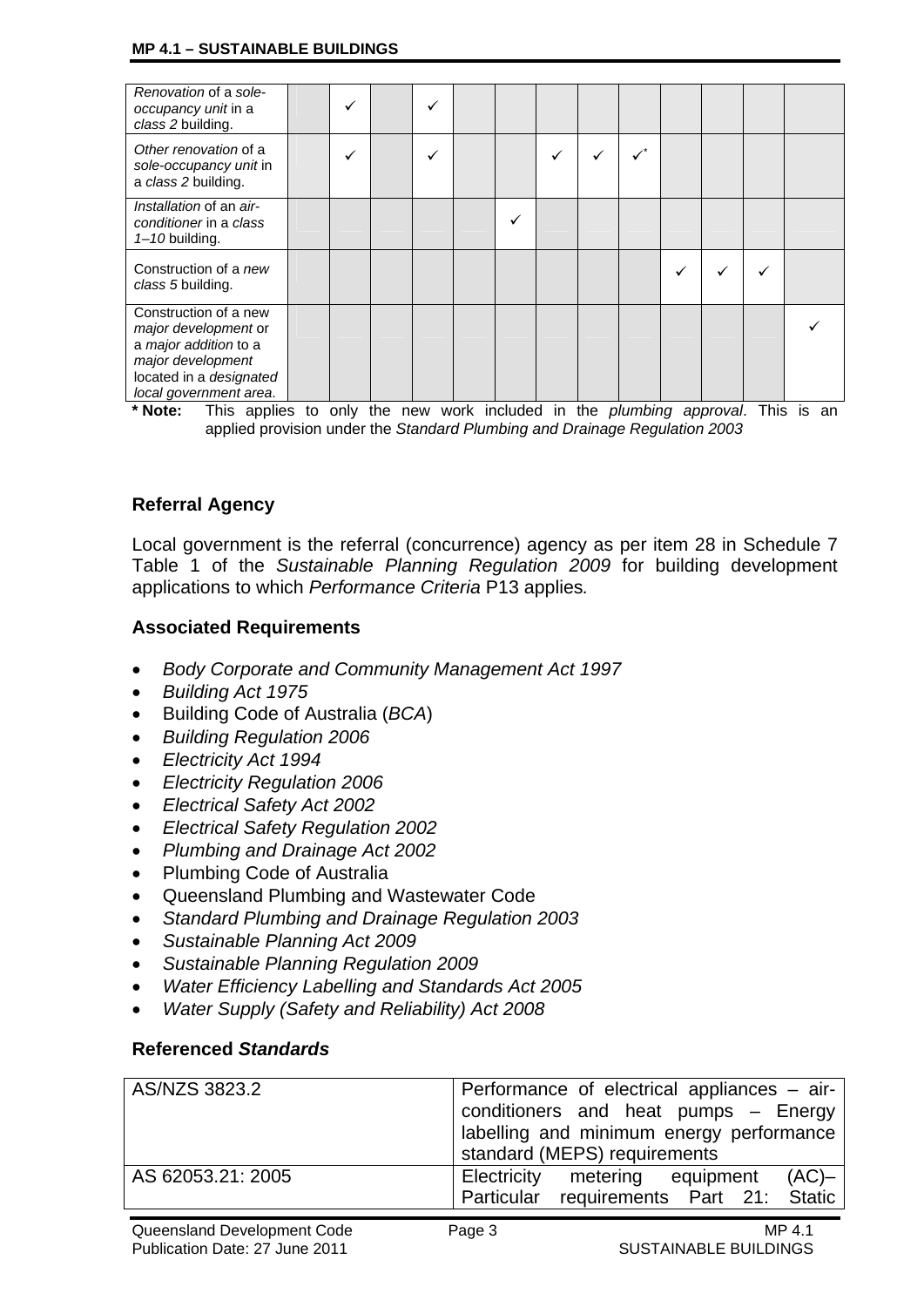| | | | | | | | | | | | | | |
|---|---|---|---|---|---|---|---|---|---|---|---|---|---|
| *Renovation* of a *sole-occupancy unit* in a *class 2* building. | | ✓ | | ✓ | | | | | | | | | |
| *Other renovation* of a *sole-occupancy unit* in a *class 2* building. | | ✓ | | ✓ | | | ✓ | ✓ | ✓* | | | | |
| *Installation* of an *air-conditioner* in a *class 1–10* building. | | | | | | ✓ | | | | | | | |
| Construction of a *new class 5* building. | | | | | | | | | | ✓ | ✓ | ✓ | |
| Construction of a new *major development* or a *major addition* to a *major development* located in a *designated local government area*. | | | | | | | | | | | | | ✓ |

**\* Note:** This applies to only the new work included in the *plumbing approval*. This is an applied provision under the *Standard Plumbing and Drainage Regulation 2003*

### Referral Agency

Local government is the referral (concurrence) agency as per item 28 in Schedule 7 Table 1 of the *Sustainable Planning Regulation 2009* for building development applications to which *Performance Criteria* P13 applies*.*

### Associated Requirements

- *Body Corporate and Community Management Act 1997*
- *Building Act 1975*
- Building Code of Australia (*BCA*)
- *Building Regulation 2006*
- *Electricity Act 1994*
- *Electricity Regulation 2006*
- *Electrical Safety Act 2002*
- *Electrical Safety Regulation 2002*
- *Plumbing and Drainage Act 2002*
- Plumbing Code of Australia
- Queensland Plumbing and Wastewater Code
- *Standard Plumbing and Drainage Regulation 2003*
- *Sustainable Planning Act 2009*
- *Sustainable Planning Regulation 2009*
- *Water Efficiency Labelling and Standards Act 2005*
- *Water Supply (Safety and Reliability) Act 2008*

### Referenced *Standards*

| | |
|---|---|
| AS/NZS 3823.2 | Performance of electrical appliances – air-conditioners and heat pumps – Energy labelling and minimum energy performance standard (MEPS) requirements |
| AS 62053.21: 2005 | Electricity metering equipment (AC)– Particular requirements Part 21: Static |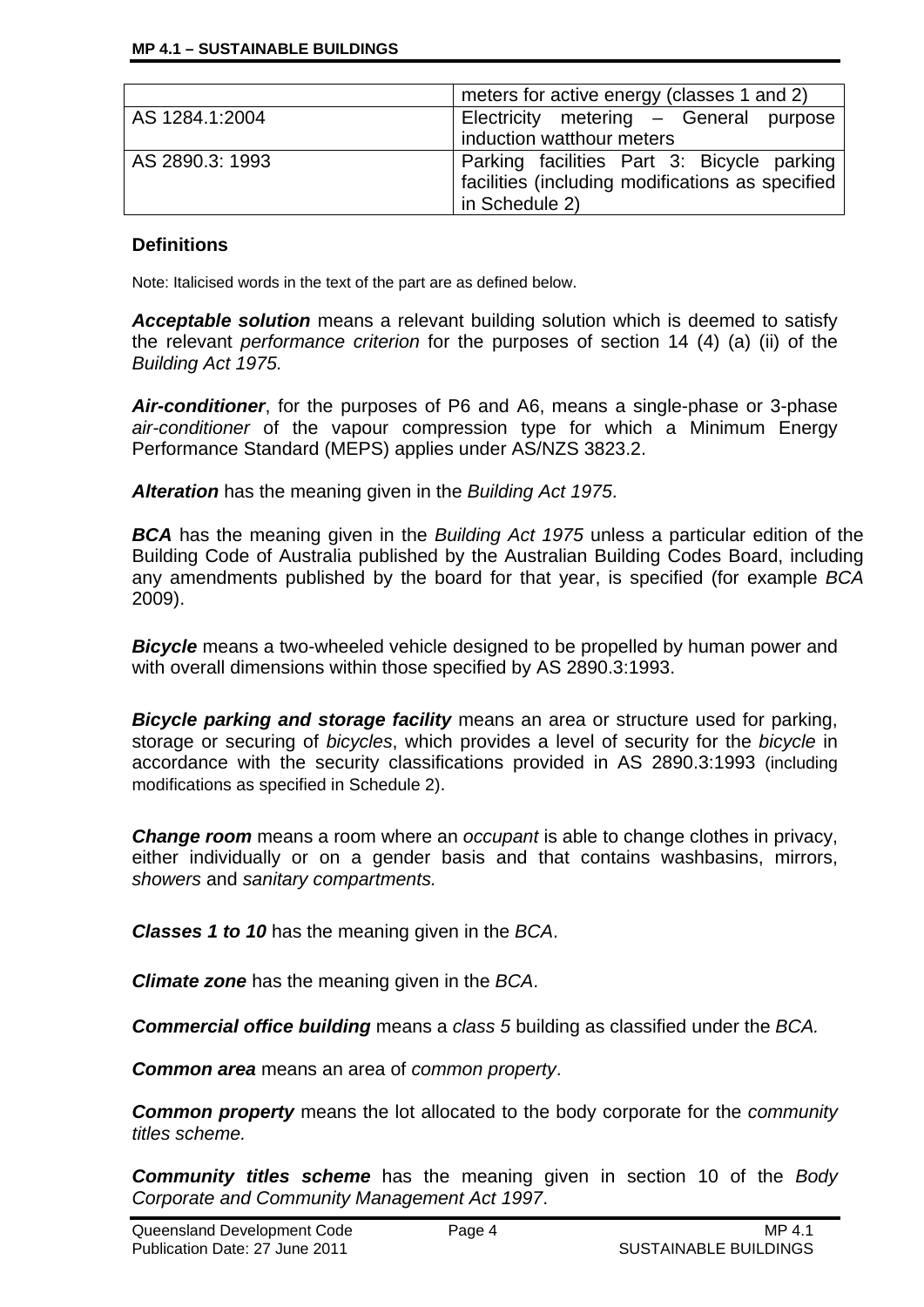|  |  |
|---|---|
|  | meters for active energy (classes 1 and 2) |
| AS 1284.1:2004 | Electricity metering – General purpose induction watthour meters |
| AS 2890.3: 1993 | Parking facilities Part 3: Bicycle parking facilities (including modifications as specified in Schedule 2) |

### Definitions

Note: Italicised words in the text of the part are as defined below.

***Acceptable solution*** means a relevant building solution which is deemed to satisfy the relevant *performance criterion* for the purposes of section 14 (4) (a) (ii) of the *Building Act 1975.*

***Air-conditioner***, for the purposes of P6 and A6, means a single-phase or 3-phase *air-conditioner* of the vapour compression type for which a Minimum Energy Performance Standard (MEPS) applies under AS/NZS 3823.2.

***Alteration*** has the meaning given in the *Building Act 1975*.

***BCA*** has the meaning given in the *Building Act 1975* unless a particular edition of the Building Code of Australia published by the Australian Building Codes Board, including any amendments published by the board for that year, is specified (for example *BCA* 2009).

***Bicycle*** means a two-wheeled vehicle designed to be propelled by human power and with overall dimensions within those specified by AS 2890.3:1993.

***Bicycle parking and storage facility*** means an area or structure used for parking, storage or securing of *bicycles*, which provides a level of security for the *bicycle* in accordance with the security classifications provided in AS 2890.3:1993 (including modifications as specified in Schedule 2).

***Change room*** means a room where an *occupant* is able to change clothes in privacy, either individually or on a gender basis and that contains washbasins, mirrors, *showers* and *sanitary compartments.*

***Classes 1 to 10*** has the meaning given in the *BCA*.

***Climate zone*** has the meaning given in the *BCA*.

***Commercial office building*** means a *class 5* building as classified under the *BCA.*

***Common area*** means an area of *common property*.

***Common property*** means the lot allocated to the body corporate for the *community titles scheme.*

***Community titles scheme*** has the meaning given in section 10 of the *Body Corporate and Community Management Act 1997*.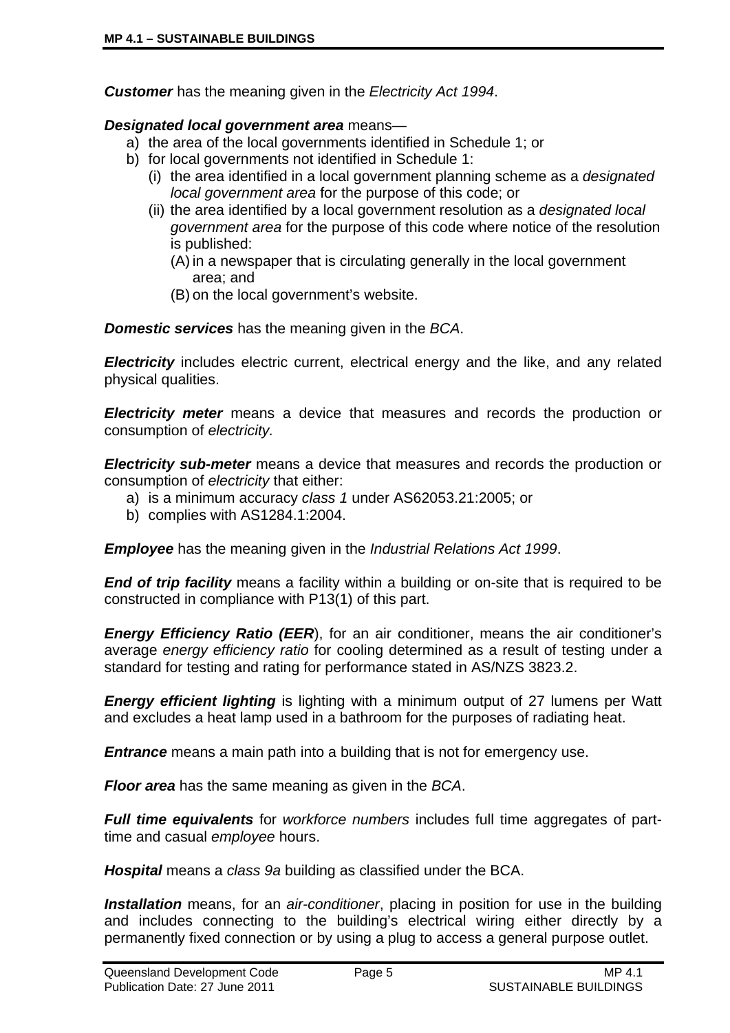***Customer*** has the meaning given in the *Electricity Act 1994*.

***Designated local government area*** means—

a) the area of the local governments identified in Schedule 1; or
b) for local governments not identified in Schedule 1:
   (i) the area identified in a local government planning scheme as a *designated local government area* for the purpose of this code; or
   (ii) the area identified by a local government resolution as a *designated local government area* for the purpose of this code where notice of the resolution is published:
      (A) in a newspaper that is circulating generally in the local government area; and
      (B) on the local government's website.

***Domestic services*** has the meaning given in the *BCA*.

***Electricity*** includes electric current, electrical energy and the like, and any related physical qualities.

***Electricity meter*** means a device that measures and records the production or consumption of *electricity.*

***Electricity sub-meter*** means a device that measures and records the production or consumption of *electricity* that either:

a) is a minimum accuracy *class 1* under AS62053.21:2005; or
b) complies with AS1284.1:2004.

***Employee*** has the meaning given in the *Industrial Relations Act 1999*.

***End of trip facility*** means a facility within a building or on-site that is required to be constructed in compliance with P13(1) of this part.

***Energy Efficiency Ratio (EER***), for an air conditioner, means the air conditioner's average *energy efficiency ratio* for cooling determined as a result of testing under a standard for testing and rating for performance stated in AS/NZS 3823.2.

***Energy efficient lighting*** is lighting with a minimum output of 27 lumens per Watt and excludes a heat lamp used in a bathroom for the purposes of radiating heat.

***Entrance*** means a main path into a building that is not for emergency use.

***Floor area*** has the same meaning as given in the *BCA*.

***Full time equivalents*** for *workforce numbers* includes full time aggregates of part-time and casual *employee* hours.

***Hospital*** means a *class 9a* building as classified under the BCA.

***Installation*** means, for an *air-conditioner*, placing in position for use in the building and includes connecting to the building's electrical wiring either directly by a permanently fixed connection or by using a plug to access a general purpose outlet.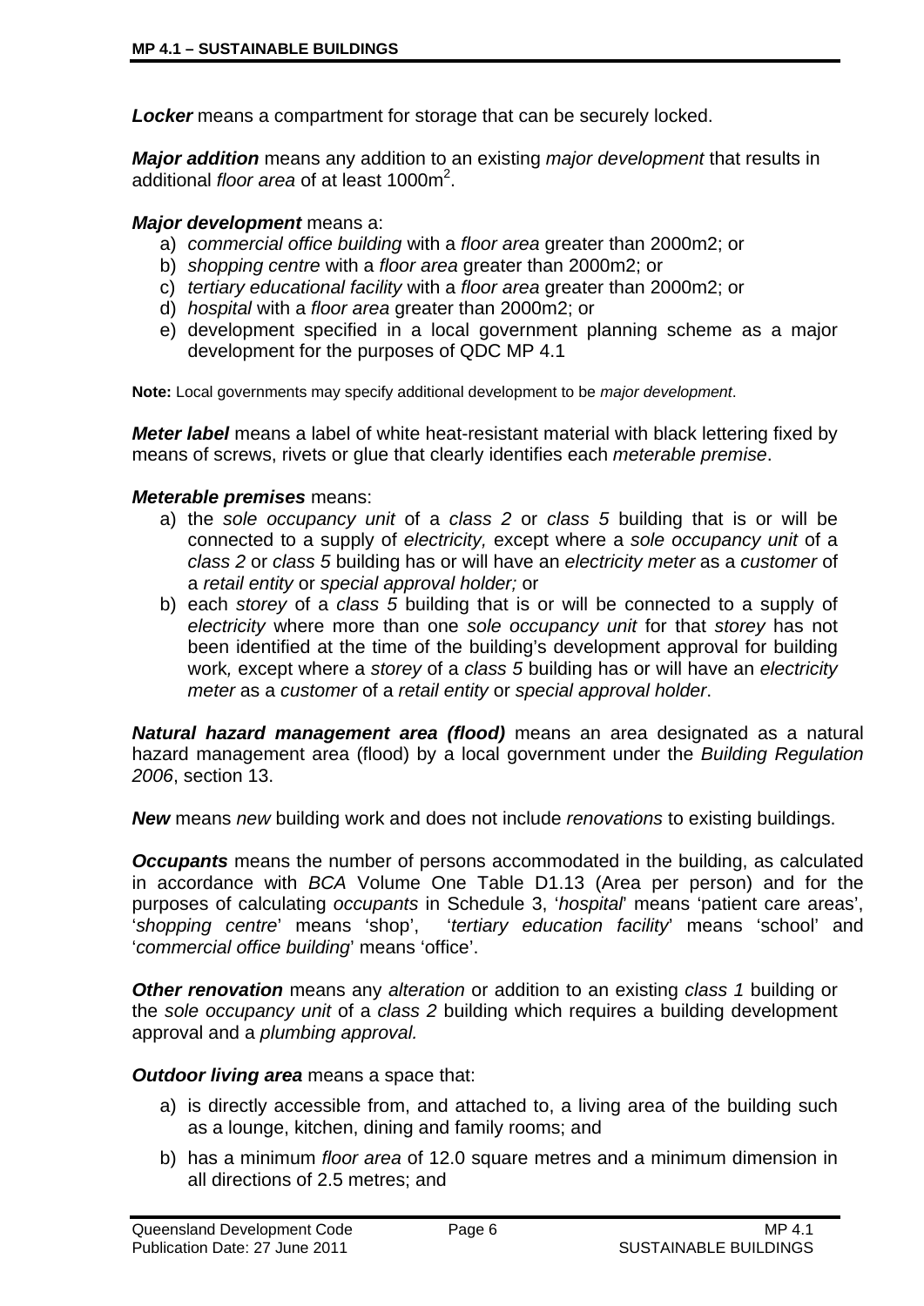***Locker*** means a compartment for storage that can be securely locked.

***Major addition*** means any addition to an existing *major development* that results in additional *floor area* of at least 1000m$^2$.

***Major development*** means a:

a) *commercial office building* with a *floor area* greater than 2000m2; or
b) *shopping centre* with a *floor area* greater than 2000m2; or
c) *tertiary educational facility* with a *floor area* greater than 2000m2; or
d) *hospital* with a *floor area* greater than 2000m2; or
e) development specified in a local government planning scheme as a major development for the purposes of QDC MP 4.1

**Note:** Local governments may specify additional development to be *major development*.

***Meter label*** means a label of white heat-resistant material with black lettering fixed by means of screws, rivets or glue that clearly identifies each *meterable premise*.

***Meterable premises*** means:

a) the *sole occupancy unit* of a *class 2* or *class 5* building that is or will be connected to a supply of *electricity,* except where a *sole occupancy unit* of a *class 2* or *class 5* building has or will have an *electricity meter* as a *customer* of a *retail entity* or *special approval holder;* or
b) each *storey* of a *class 5* building that is or will be connected to a supply of *electricity* where more than one *sole occupancy unit* for that *storey* has not been identified at the time of the building's development approval for building work*,* except where a *storey* of a *class 5* building has or will have an *electricity meter* as a *customer* of a *retail entity* or *special approval holder*.

***Natural hazard management area (flood)*** means an area designated as a natural hazard management area (flood) by a local government under the *Building Regulation 2006*, section 13.

***New*** means *new* building work and does not include *renovations* to existing buildings.

***Occupants*** means the number of persons accommodated in the building, as calculated in accordance with *BCA* Volume One Table D1.13 (Area per person) and for the purposes of calculating *occupants* in Schedule 3, '*hospital*' means 'patient care areas', '*shopping centre*' means 'shop', '*tertiary education facility*' means 'school' and '*commercial office building*' means 'office'.

***Other renovation*** means any *alteration* or addition to an existing *class 1* building or the *sole occupancy unit* of a *class 2* building which requires a building development approval and a *plumbing approval.*

***Outdoor living area*** means a space that:

a) is directly accessible from, and attached to, a living area of the building such as a lounge, kitchen, dining and family rooms; and
b) has a minimum *floor area* of 12.0 square metres and a minimum dimension in all directions of 2.5 metres; and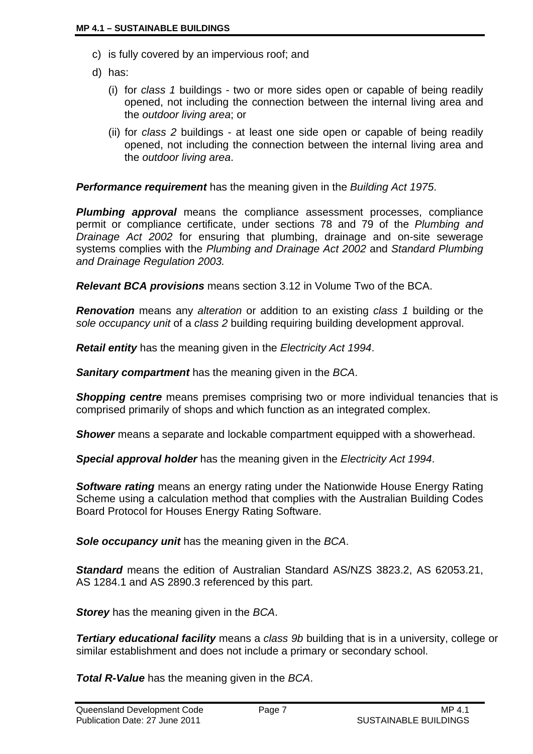c) is fully covered by an impervious roof; and

d) has:

   (i) for *class 1* buildings - two or more sides open or capable of being readily opened, not including the connection between the internal living area and the *outdoor living area*; or

   (ii) for *class 2* buildings - at least one side open or capable of being readily opened, not including the connection between the internal living area and the *outdoor living area*.

***Performance requirement*** has the meaning given in the *Building Act 1975*.

***Plumbing approval*** means the compliance assessment processes, compliance permit or compliance certificate, under sections 78 and 79 of the *Plumbing and Drainage Act 2002* for ensuring that plumbing, drainage and on-site sewerage systems complies with the *Plumbing and Drainage Act 2002* and *Standard Plumbing and Drainage Regulation 2003.*

***Relevant BCA provisions*** means section 3.12 in Volume Two of the BCA.

***Renovation*** means any *alteration* or addition to an existing *class 1* building or the *sole occupancy unit* of a *class 2* building requiring building development approval.

***Retail entity*** has the meaning given in the *Electricity Act 1994*.

***Sanitary compartment*** has the meaning given in the *BCA*.

***Shopping centre*** means premises comprising two or more individual tenancies that is comprised primarily of shops and which function as an integrated complex.

***Shower*** means a separate and lockable compartment equipped with a showerhead.

***Special approval holder*** has the meaning given in the *Electricity Act 1994*.

***Software rating*** means an energy rating under the Nationwide House Energy Rating Scheme using a calculation method that complies with the Australian Building Codes Board Protocol for Houses Energy Rating Software.

***Sole occupancy unit*** has the meaning given in the *BCA*.

***Standard*** means the edition of Australian Standard AS/NZS 3823.2, AS 62053.21, AS 1284.1 and AS 2890.3 referenced by this part.

***Storey*** has the meaning given in the *BCA*.

***Tertiary educational facility*** means a *class 9b* building that is in a university, college or similar establishment and does not include a primary or secondary school.

***Total R-Value*** has the meaning given in the *BCA*.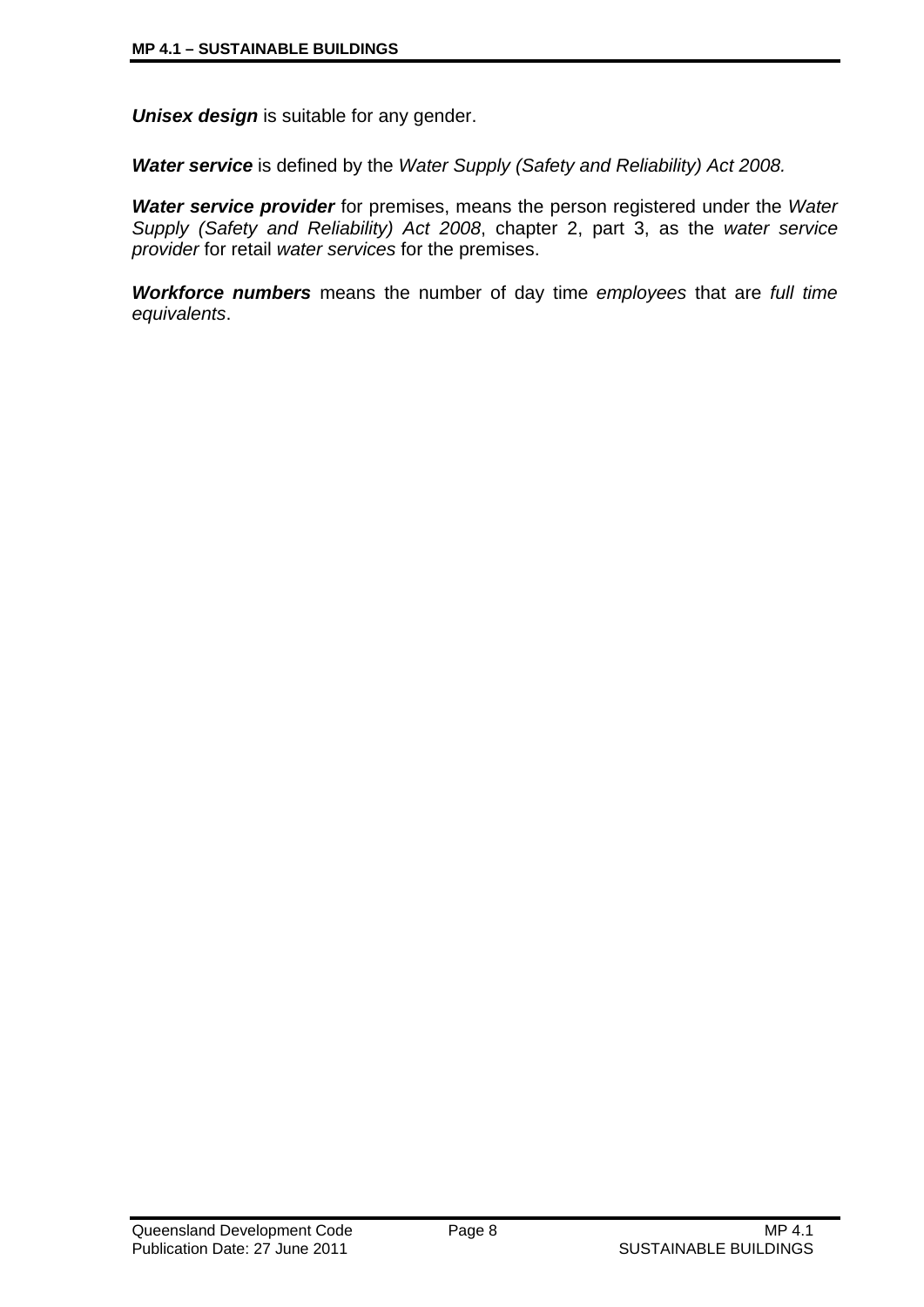***Unisex design*** is suitable for any gender.

***Water service*** is defined by the *Water Supply (Safety and Reliability) Act 2008.*

***Water service provider*** for premises, means the person registered under the *Water Supply (Safety and Reliability) Act 2008*, chapter 2, part 3, as the *water service provider* for retail *water services* for the premises.

***Workforce numbers*** means the number of day time *employees* that are *full time equivalents*.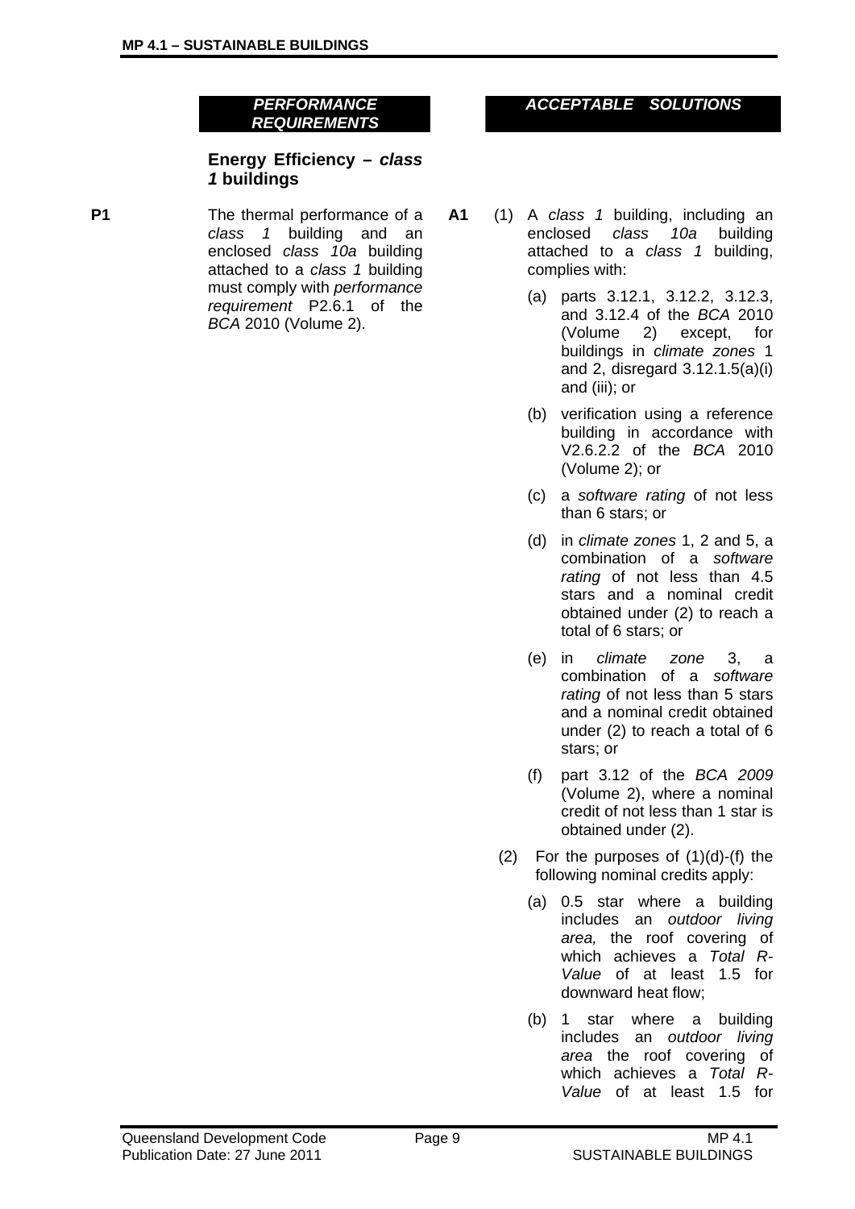| *PERFORMANCE REQUIREMENTS* | | *ACCEPTABLE SOLUTIONS* |
|---|---|---|

### Energy Efficiency – *class 1* buildings

**P1** The thermal performance of a *class 1* building and an enclosed *class 10a* building attached to a *class 1* building must comply with *performance requirement* P2.6.1 of the *BCA* 2010 (Volume 2).

**A1** (1) A *class 1* building, including an enclosed *class 10a* building attached to a *class 1* building, complies with:

(a) parts 3.12.1, 3.12.2, 3.12.3, and 3.12.4 of the *BCA* 2010 (Volume 2) except, for buildings in *climate zones* 1 and 2, disregard 3.12.1.5(a)(i) and (iii); or

(b) verification using a reference building in accordance with V2.6.2.2 of the *BCA* 2010 (Volume 2); or

(c) a *software rating* of not less than 6 stars; or

(d) in *climate zones* 1, 2 and 5, a combination of a *software rating* of not less than 4.5 stars and a nominal credit obtained under (2) to reach a total of 6 stars; or

(e) in *climate zone* 3, a combination of a *software rating* of not less than 5 stars and a nominal credit obtained under (2) to reach a total of 6 stars; or

(f) part 3.12 of the *BCA 2009* (Volume 2), where a nominal credit of not less than 1 star is obtained under (2).

(2) For the purposes of (1)(d)-(f) the following nominal credits apply:

(a) 0.5 star where a building includes an *outdoor living area,* the roof covering of which achieves a *Total R-Value* of at least 1.5 for downward heat flow;

(b) 1 star where a building includes an *outdoor living area* the roof covering of which achieves a *Total R-Value* of at least 1.5 for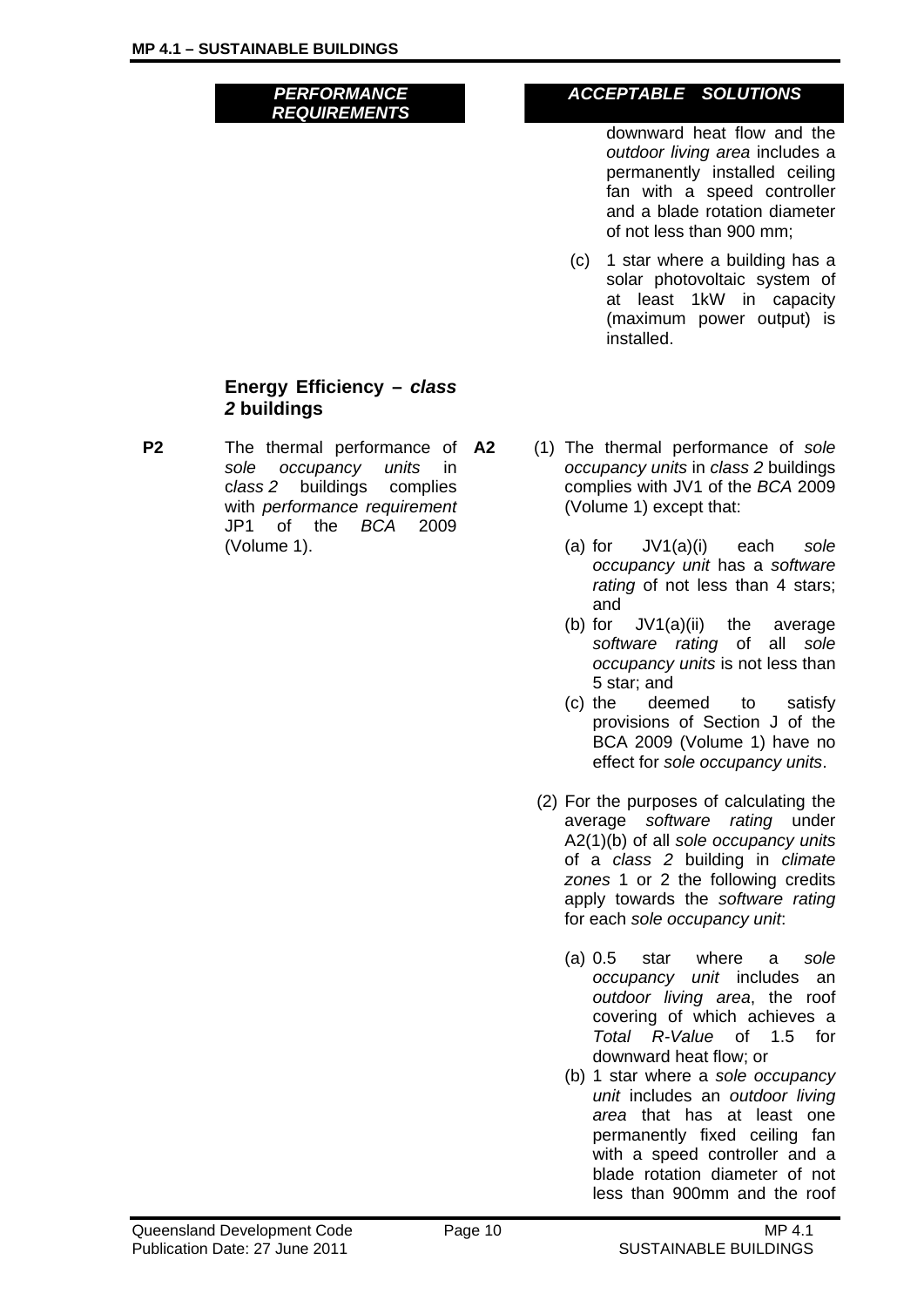| *PERFORMANCE REQUIREMENTS* | | *ACCEPTABLE SOLUTIONS* |
|---|---|---|
| | | downward heat flow and the *outdoor living area* includes a permanently installed ceiling fan with a speed controller and a blade rotation diameter of not less than 900 mm;<br><br>(c) 1 star where a building has a solar photovoltaic system of at least 1kW in capacity (maximum power output) is installed. |
| **Energy Efficiency – *class 2* buildings** | | |
| **P2** The thermal performance of *sole occupancy units* in c*lass 2* buildings complies with *performance requirement* JP1 of the *BCA* 2009 (Volume 1). | **A2** | (1) The thermal performance of *sole occupancy units* in *class 2* buildings complies with JV1 of the *BCA* 2009 (Volume 1) except that:<br><br>(a) for JV1(a)(i) each *sole occupancy unit* has a *software rating* of not less than 4 stars; and<br>(b) for JV1(a)(ii) the average *software rating* of all *sole occupancy units* is not less than 5 star; and<br>(c) the deemed to satisfy provisions of Section J of the BCA 2009 (Volume 1) have no effect for *sole occupancy units*.<br><br>(2) For the purposes of calculating the average *software rating* under A2(1)(b) of all *sole occupancy units* of a *class 2* building in *climate zones* 1 or 2 the following credits apply towards the *software rating* for each *sole occupancy unit*:<br><br>(a) 0.5 star where a *sole occupancy unit* includes an *outdoor living area*, the roof covering of which achieves a *Total R-Value* of 1.5 for downward heat flow; or<br>(b) 1 star where a *sole occupancy unit* includes an *outdoor living area* that has at least one permanently fixed ceiling fan with a speed controller and a blade rotation diameter of not less than 900mm and the roof |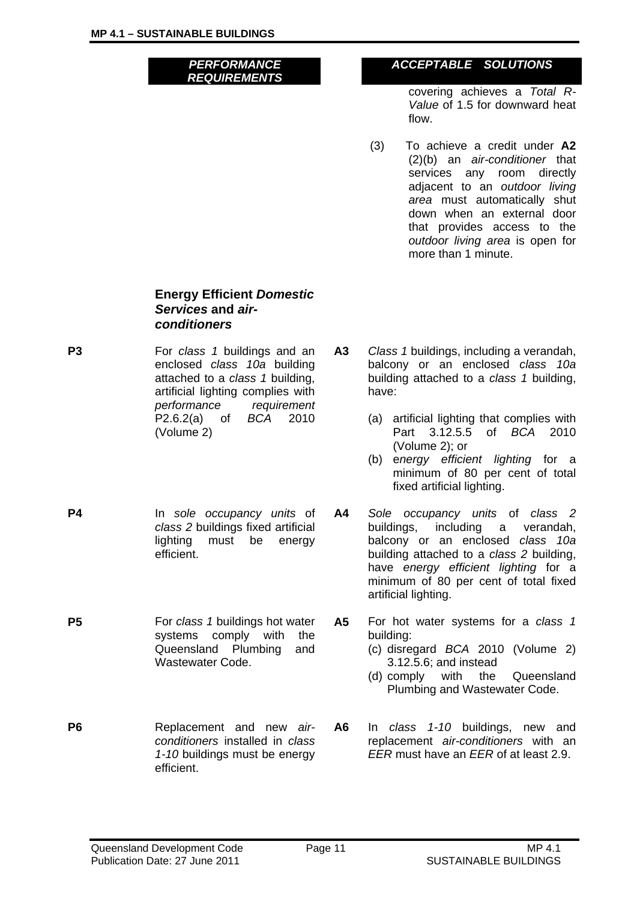| | PERFORMANCE REQUIREMENTS | | ACCEPTABLE SOLUTIONS |
|---|---|---|---|
| | | | covering achieves a *Total R-Value* of 1.5 for downward heat flow. |
| | | | (3) To achieve a credit under **A2** (2)(b) an *air-conditioner* that services any room directly adjacent to an *outdoor living area* must automatically shut down when an external door that provides access to the *outdoor living area* is open for more than 1 minute. |
| | **Energy Efficient *Domestic Services* and *air-conditioners*** | | |
| **P3** | For *class 1* buildings and an enclosed *class 10a* building attached to a *class 1* building, artificial lighting complies with *performance requirement* P2.6.2(a) of *BCA* 2010 (Volume 2) | **A3** | *Class 1* buildings, including a verandah, balcony or an enclosed *class 10a* building attached to a *class 1* building, have:<br>(a) artificial lighting that complies with Part 3.12.5.5 of *BCA* 2010 (Volume 2); or<br>(b) *energy efficient lighting* for a minimum of 80 per cent of total fixed artificial lighting. |
| **P4** | In *sole occupancy units* of *class 2* buildings fixed artificial lighting must be energy efficient. | **A4** | *Sole occupancy units* of *class 2* buildings, including a verandah, balcony or an enclosed *class 10a* building attached to a *class 2* building, have *energy efficient lighting* for a minimum of 80 per cent of total fixed artificial lighting. |
| **P5** | For *class 1* buildings hot water systems comply with the Queensland Plumbing and Wastewater Code. | **A5** | For hot water systems for a *class 1* building:<br>(c) disregard *BCA* 2010 (Volume 2) 3.12.5.6; and instead<br>(d) comply with the Queensland Plumbing and Wastewater Code. |
| **P6** | Replacement and new *air-conditioners* installed in *class 1-10* buildings must be energy efficient. | **A6** | In *class 1-10* buildings, new and replacement *air-conditioners* with an *EER* must have an *EER* of at least 2.9. |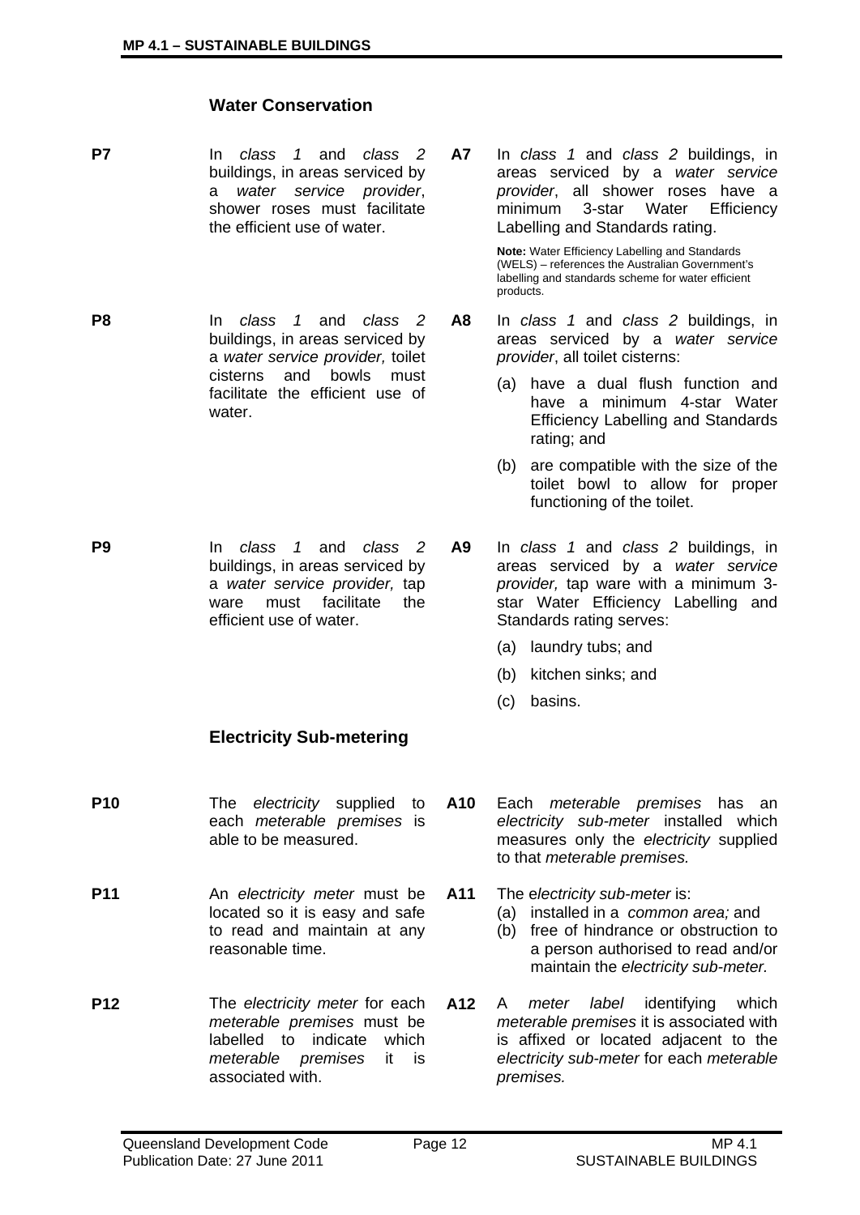## Water Conservation

| | Performance Criteria | | Acceptable Solutions |
|---|---|---|---|
| **P7** | In *class 1* and *class 2* buildings, in areas serviced by a *water service provider*, shower roses must facilitate the efficient use of water. | **A7** | In *class 1* and *class 2* buildings, in areas serviced by a *water service provider*, all shower roses have a minimum 3-star Water Efficiency Labelling and Standards rating. **Note:** Water Efficiency Labelling and Standards (WELS) – references the Australian Government's labelling and standards scheme for water efficient products. |
| **P8** | In *class 1* and *class 2* buildings, in areas serviced by a *water service provider,* toilet cisterns and bowls must facilitate the efficient use of water. | **A8** | In *class 1* and *class 2* buildings, in areas serviced by a *water service provider*, all toilet cisterns: (a) have a dual flush function and have a minimum 4-star Water Efficiency Labelling and Standards rating; and (b) are compatible with the size of the toilet bowl to allow for proper functioning of the toilet. |
| **P9** | In *class 1* and *class 2* buildings, in areas serviced by a *water service provider,* tap ware must facilitate the efficient use of water. | **A9** | In *class 1* and *class 2* buildings, in areas serviced by a *water service provider,* tap ware with a minimum 3-star Water Efficiency Labelling and Standards rating serves: (a) laundry tubs; and (b) kitchen sinks; and (c) basins. |

## Electricity Sub-metering

| | Performance Criteria | | Acceptable Solutions |
|---|---|---|---|
| **P10** | The *electricity* supplied to each *meterable premises* is able to be measured. | **A10** | Each *meterable premises* has an *electricity sub-meter* installed which measures only the *electricity* supplied to that *meterable premises.* |
| **P11** | An *electricity meter* must be located so it is easy and safe to read and maintain at any reasonable time. | **A11** | The *electricity sub-meter* is: (a) installed in a *common area;* and (b) free of hindrance or obstruction to a person authorised to read and/or maintain the *electricity sub-meter.* |
| **P12** | The *electricity meter* for each *meterable premises* must be labelled to indicate which *meterable premises* it is associated with. | **A12** | A *meter label* identifying which *meterable premises* it is associated with is affixed or located adjacent to the *electricity sub-meter* for each *meterable premises.* |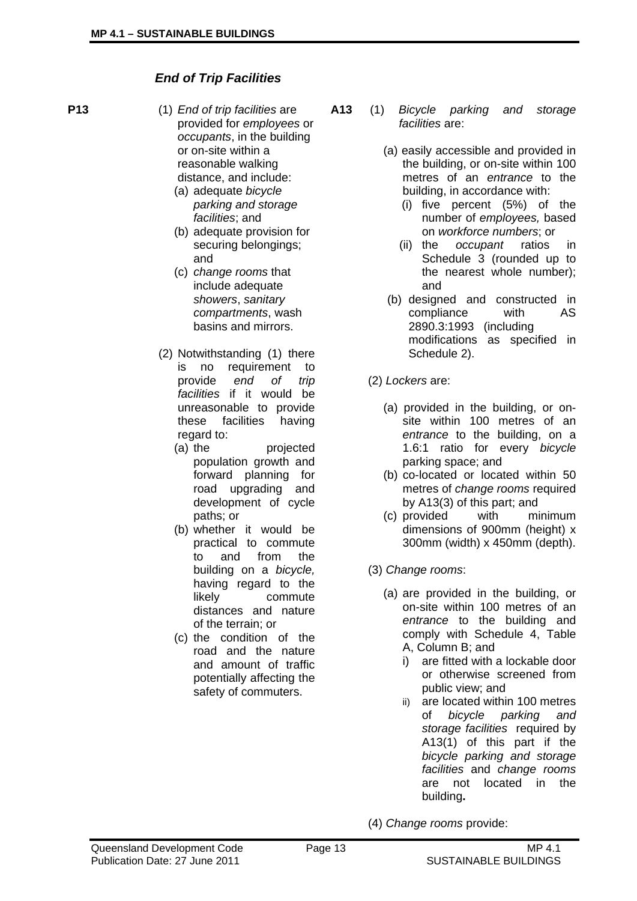## *End of Trip Facilities*

**P13**

(1) *End of trip facilities* are provided for *employees* or *occupants*, in the building or on-site within a reasonable walking distance, and include:

(a) adequate *bicycle parking and storage facilities*; and

(b) adequate provision for securing belongings; and

(c) *change rooms* that include adequate *showers*, *sanitary compartments*, wash basins and mirrors.

(2) Notwithstanding (1) there is no requirement to provide *end of trip facilities* if it would be unreasonable to provide these facilities having regard to:

(a) the projected population growth and forward planning for road upgrading and development of cycle paths; or

(b) whether it would be practical to commute to and from the building on a *bicycle,* having regard to the likely commute distances and nature of the terrain; or

(c) the condition of the road and the nature and amount of traffic potentially affecting the safety of commuters.

**A13**

(1) *Bicycle parking and storage facilities* are:

(a) easily accessible and provided in the building, or on-site within 100 metres of an *entrance* to the building, in accordance with:

(i) five percent (5%) of the number of *employees,* based on *workforce numbers*; or

(ii) the *occupant* ratios in Schedule 3 (rounded up to the nearest whole number); and

(b) designed and constructed in compliance with AS 2890.3:1993 (including modifications as specified in Schedule 2).

(2) *Lockers* are:

(a) provided in the building, or on-site within 100 metres of an *entrance* to the building, on a 1.6:1 ratio for every *bicycle* parking space; and

(b) co-located or located within 50 metres of *change rooms* required by A13(3) of this part; and

(c) provided with minimum dimensions of 900mm (height) x 300mm (width) x 450mm (depth).

(3) *Change rooms*:

(a) are provided in the building, or on-site within 100 metres of an *entrance* to the building and comply with Schedule 4, Table A, Column B; and

i) are fitted with a lockable door or otherwise screened from public view; and

ii) are located within 100 metres of *bicycle parking and storage facilities* required by A13(1) of this part if the *bicycle parking and storage facilities* and *change rooms* are not located in the building**.**

(4) *Change rooms* provide: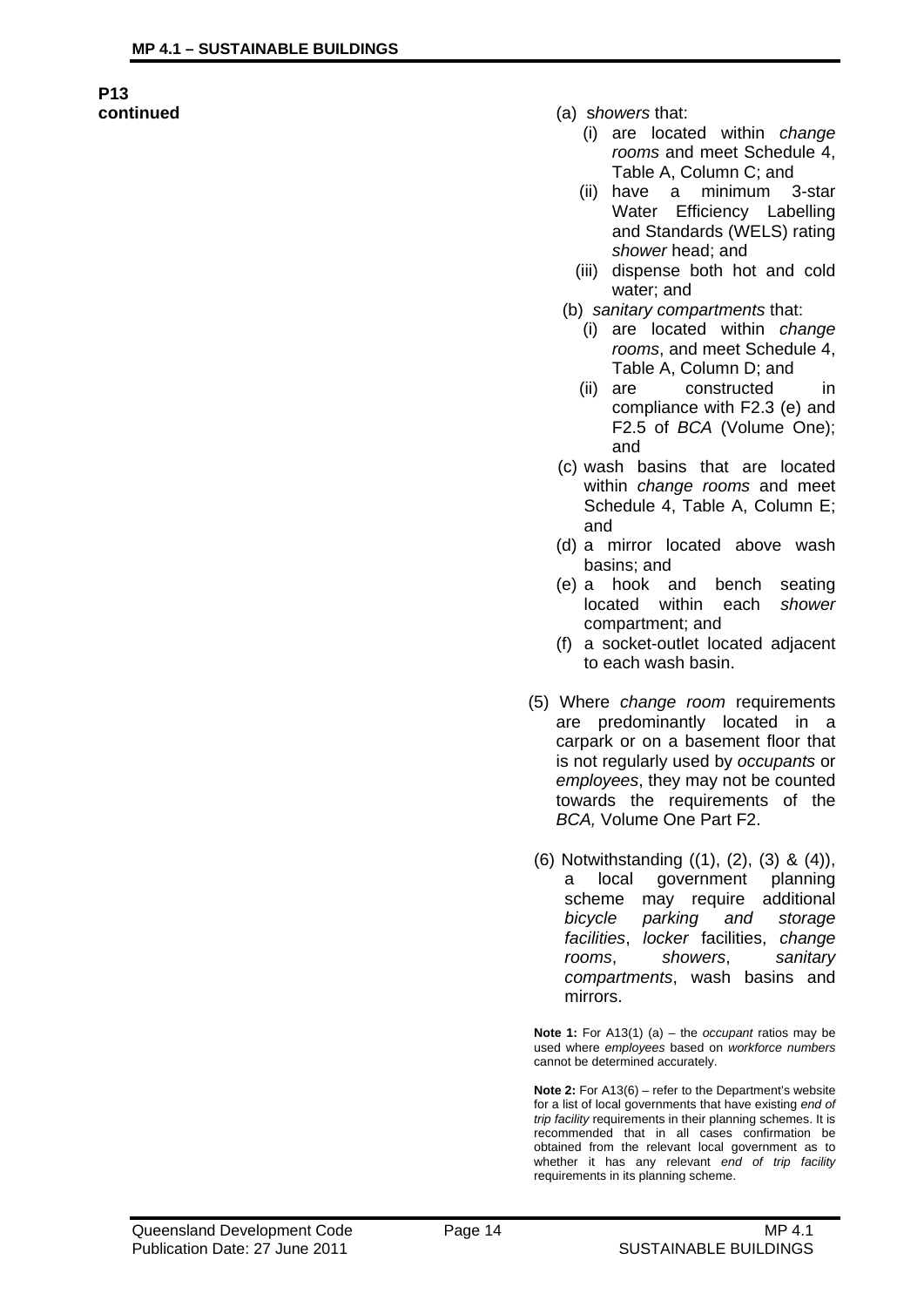**P13**
**continued**

(a) *showers* that:
   (i) are located within *change rooms* and meet Schedule 4, Table A, Column C; and
   (ii) have a minimum 3-star Water Efficiency Labelling and Standards (WELS) rating *shower* head; and
   (iii) dispense both hot and cold water; and

(b) *sanitary compartments* that:
   (i) are located within *change rooms*, and meet Schedule 4, Table A, Column D; and
   (ii) are constructed in compliance with F2.3 (e) and F2.5 of *BCA* (Volume One); and

(c) wash basins that are located within *change rooms* and meet Schedule 4, Table A, Column E; and

(d) a mirror located above wash basins; and

(e) a hook and bench seating located within each *shower* compartment; and

(f) a socket-outlet located adjacent to each wash basin.

(5) Where *change room* requirements are predominantly located in a carpark or on a basement floor that is not regularly used by *occupants* or *employees*, they may not be counted towards the requirements of the *BCA,* Volume One Part F2.

(6) Notwithstanding ((1), (2), (3) & (4)), a local government planning scheme may require additional *bicycle parking and storage facilities*, *locker* facilities, *change rooms*, *showers*, *sanitary compartments*, wash basins and mirrors.

**Note 1:** For A13(1) (a) – the *occupant* ratios may be used where *employees* based on *workforce numbers* cannot be determined accurately.

**Note 2:** For A13(6) – refer to the Department's website for a list of local governments that have existing *end of trip facility* requirements in their planning schemes. It is recommended that in all cases confirmation be obtained from the relevant local government as to whether it has any relevant *end of trip facility* requirements in its planning scheme.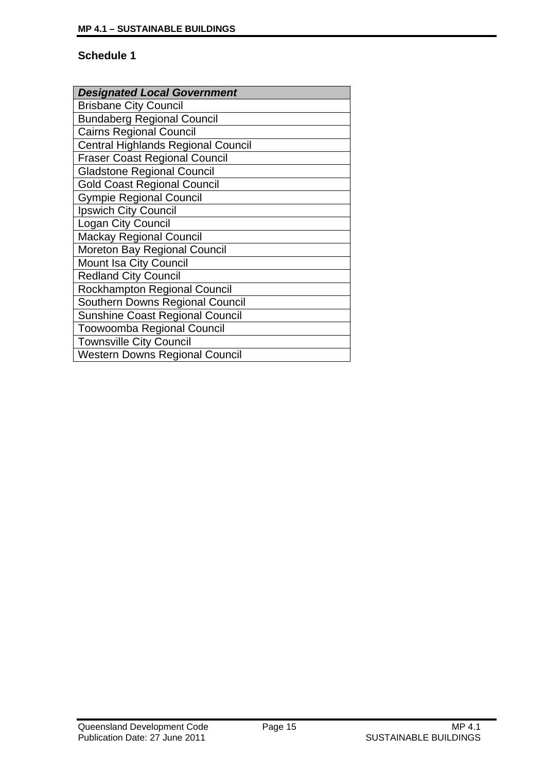## Schedule 1

| ***Designated Local Government*** |
|---|
| Brisbane City Council |
| Bundaberg Regional Council |
| Cairns Regional Council |
| Central Highlands Regional Council |
| Fraser Coast Regional Council |
| Gladstone Regional Council |
| Gold Coast Regional Council |
| Gympie Regional Council |
| Ipswich City Council |
| Logan City Council |
| Mackay Regional Council |
| Moreton Bay Regional Council |
| Mount Isa City Council |
| Redland City Council |
| Rockhampton Regional Council |
| Southern Downs Regional Council |
| Sunshine Coast Regional Council |
| Toowoomba Regional Council |
| Townsville City Council |
| Western Downs Regional Council |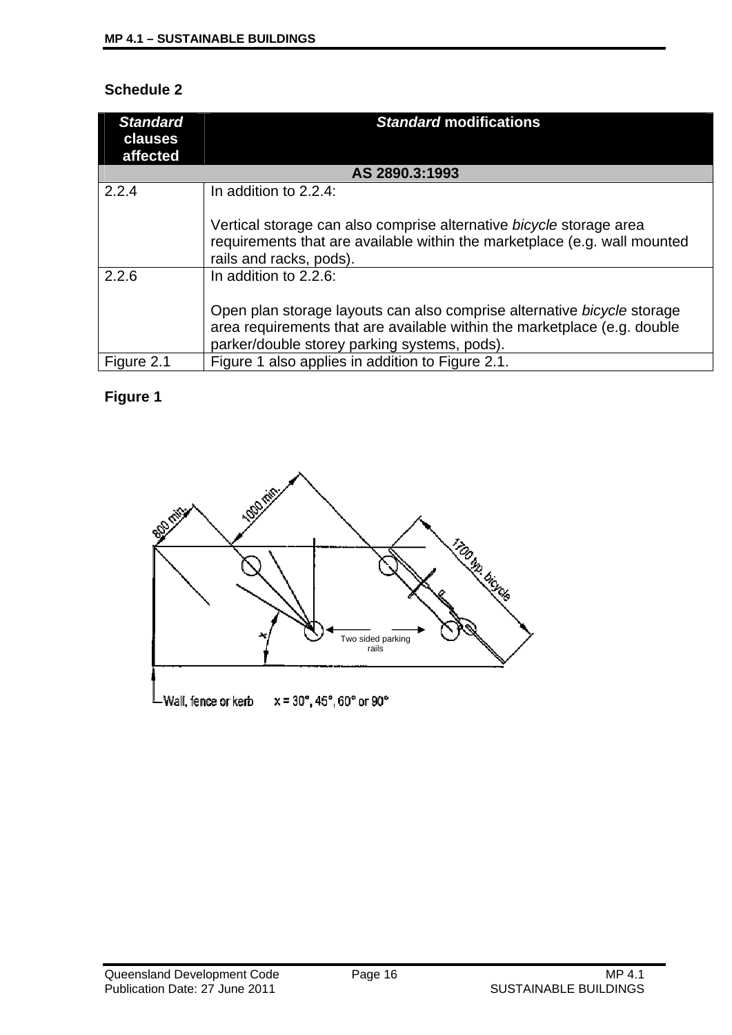## Schedule 2

| *Standard* clauses affected | *Standard* modifications |
|---|---|
| **AS 2890.3:1993** | |
| 2.2.4 | In addition to 2.2.4:<br><br>Vertical storage can also comprise alternative *bicycle* storage area requirements that are available within the marketplace (e.g. wall mounted rails and racks, pods). |
| 2.2.6 | In addition to 2.2.6:<br><br>Open plan storage layouts can also comprise alternative *bicycle* storage area requirements that are available within the marketplace (e.g. double parker/double storey parking systems, pods). |
| Figure 2.1 | Figure 1 also applies in addition to Figure 2.1. |

### Figure 1

800 min.

1000 min.

1700 typ. bicycle

Two sided parking rails

Wall, fence or kerb    x = 30°, 45°, 60° or 90°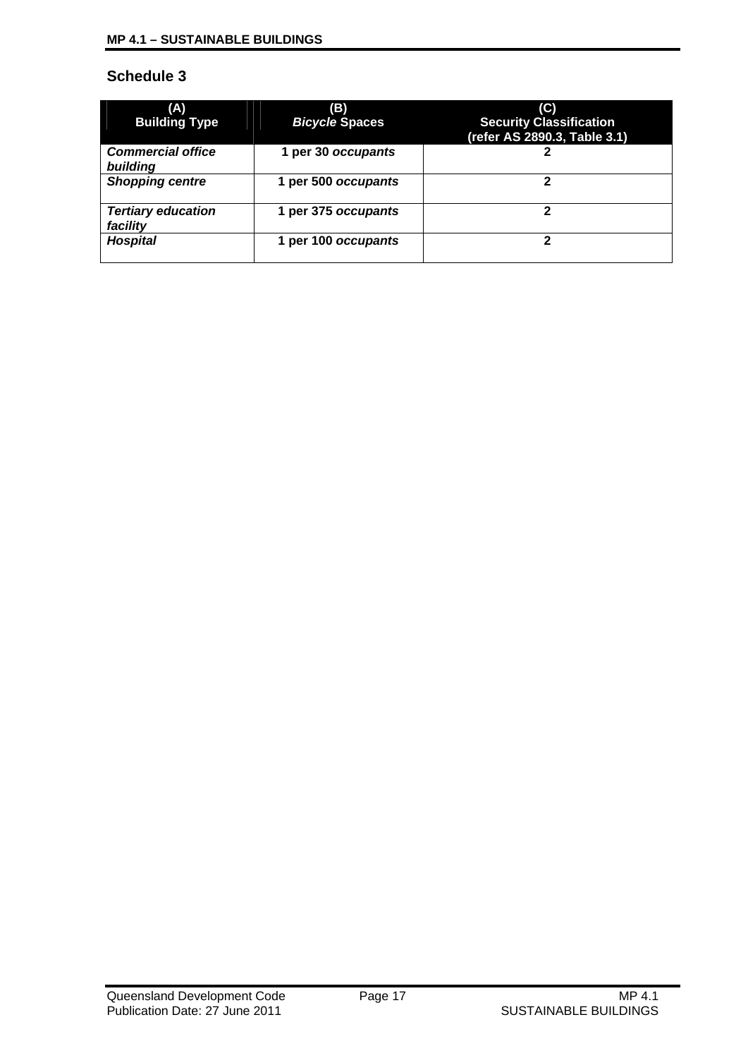## Schedule 3

| (A) Building Type | (B) *Bicycle* Spaces | (C) Security Classification (refer AS 2890.3, Table 3.1) |
|---|---|---|
| ***Commercial office building*** | **1 per 30 *occupants*** | **2** |
| ***Shopping centre*** | **1 per 500 *occupants*** | **2** |
| ***Tertiary education facility*** | **1 per 375 *occupants*** | **2** |
| ***Hospital*** | **1 per 100 *occupants*** | **2** |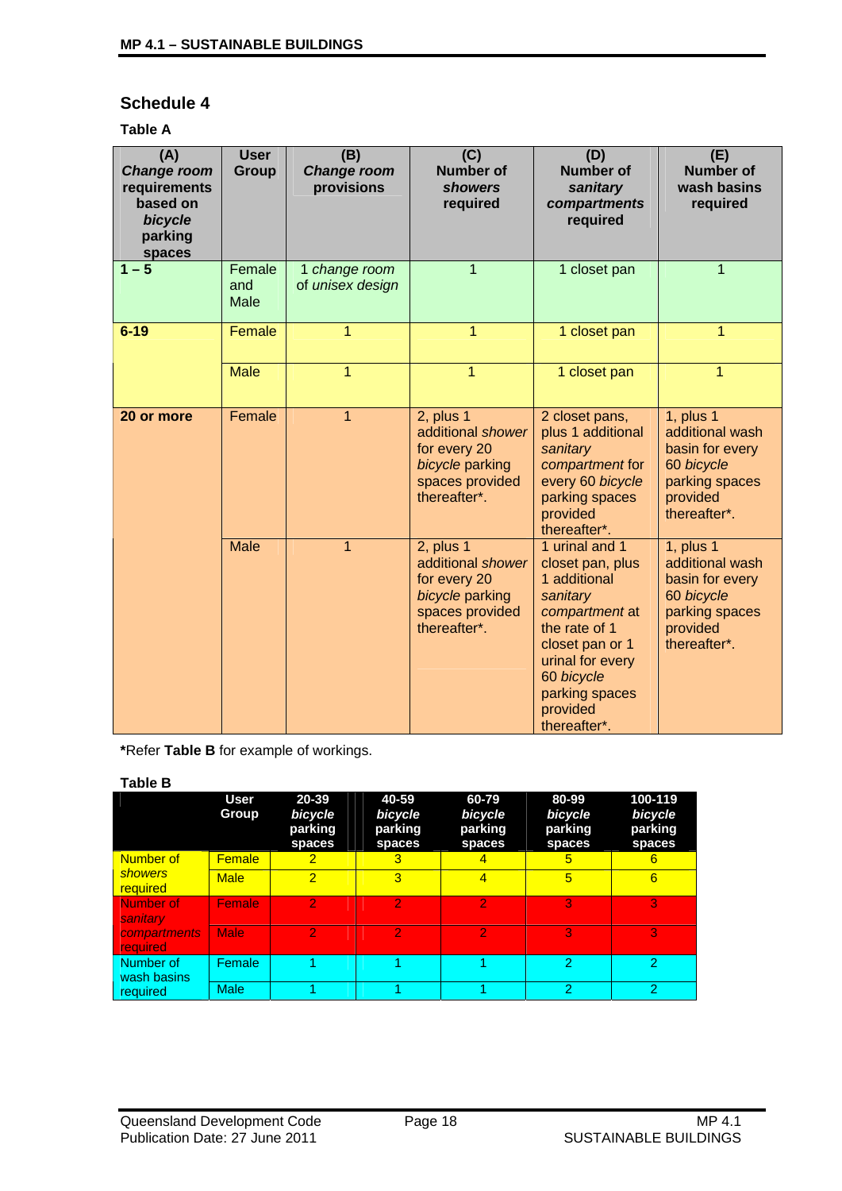## Schedule 4

**Table A**

| **(A)** ***Change room* requirements based on *bicycle* parking spaces** | **User Group** | **(B)** ***Change room* provisions** | **(C)** **Number of *showers* required** | **(D)** **Number of *sanitary compartments* required** | **(E)** **Number of wash basins required** |
|---|---|---|---|---|---|
| **1 – 5** | Female and Male | 1 *change room* of *unisex design* | 1 | 1 closet pan | 1 |
| **6-19** | Female | 1 | 1 | 1 closet pan | 1 |
| | Male | 1 | 1 | 1 closet pan | 1 |
| **20 or more** | Female | 1 | 2, plus 1 additional *shower* for every 20 *bicycle* parking spaces provided thereafter*. | 2 closet pans, plus 1 additional *sanitary compartment* for every 60 *bicycle* parking spaces provided thereafter*. | 1, plus 1 additional wash basin for every 60 *bicycle* parking spaces provided thereafter*. |
| | Male | 1 | 2, plus 1 additional *shower* for every 20 *bicycle* parking spaces provided thereafter*. | 1 urinal and 1 closet pan, plus 1 additional *sanitary compartment* at the rate of 1 closet pan or 1 urinal for every 60 *bicycle* parking spaces provided thereafter*. | 1, plus 1 additional wash basin for every 60 *bicycle* parking spaces provided thereafter*. |

*Refer **Table B** for example of workings.

**Table B**

| | **User Group** | **20-39 *bicycle* parking spaces** | **40-59 *bicycle* parking spaces** | **60-79 *bicycle* parking spaces** | **80-99 *bicycle* parking spaces** | **100-119 *bicycle* parking spaces** |
|---|---|---|---|---|---|---|
| Number of *showers* required | Female | 2 | 3 | 4 | 5 | 6 |
| | Male | 2 | 3 | 4 | 5 | 6 |
| Number of *sanitary compartments* required | Female | 2 | 2 | 2 | 3 | 3 |
| | Male | 2 | 2 | 2 | 3 | 3 |
| Number of wash basins required | Female | 1 | 1 | 1 | 2 | 2 |
| | Male | 1 | 1 | 1 | 2 | 2 |